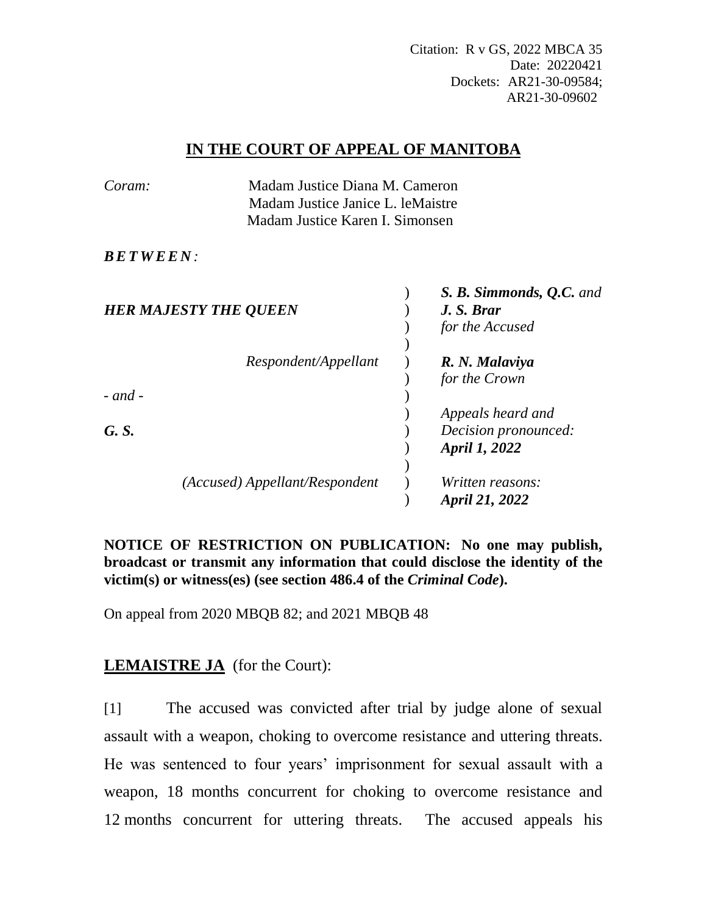Citation: R v GS, 2022 MBCA 35
Date: 20220421
Dockets: AR21-30-09584;
AR21-30-09602

## IN THE COURT OF APPEAL OF MANITOBA

*Coram:* Madam Justice Diana M. Cameron
Madam Justice Janice L. leMaistre
Madam Justice Karen I. Simonsen

***BETWEEN:***

| | |
|---|---|
| ***HER MAJESTY THE QUEEN*** | ***S. B. Simmonds, Q.C.*** *and* ***J. S. Brar*** *for the Accused* |
| *Respondent/Appellant* | ***R. N. Malaviya*** *for the Crown* |
| *- and -* | |
| ***G. S.*** | *Appeals heard and Decision pronounced:* ***April 1, 2022*** |
| *(Accused) Appellant/Respondent* | *Written reasons:* ***April 21, 2022*** |

**NOTICE OF RESTRICTION ON PUBLICATION: No one may publish, broadcast or transmit any information that could disclose the identity of the victim(s) or witness(es) (see section 486.4 of the *Criminal Code*).**

On appeal from 2020 MBQB 82; and 2021 MBQB 48

**LEMAISTRE JA** (for the Court):

[1] The accused was convicted after trial by judge alone of sexual assault with a weapon, choking to overcome resistance and uttering threats. He was sentenced to four years' imprisonment for sexual assault with a weapon, 18 months concurrent for choking to overcome resistance and 12 months concurrent for uttering threats. The accused appeals his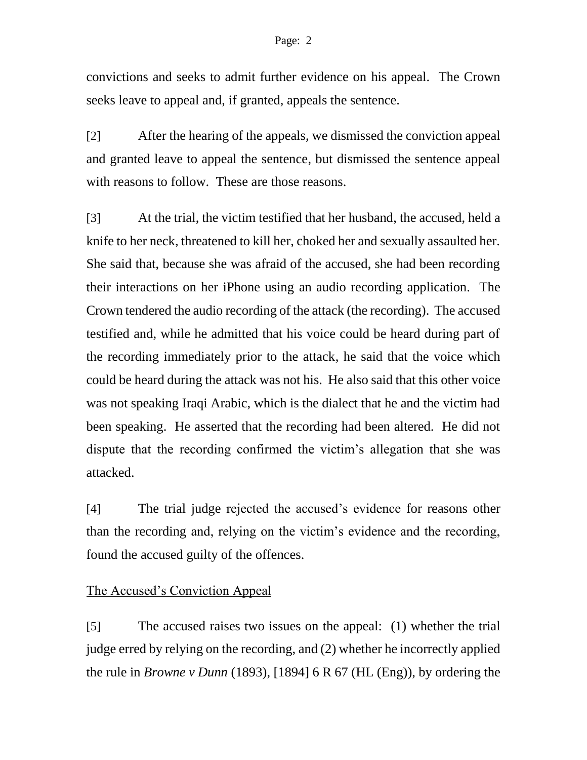convictions and seeks to admit further evidence on his appeal. The Crown seeks leave to appeal and, if granted, appeals the sentence.

[2] After the hearing of the appeals, we dismissed the conviction appeal and granted leave to appeal the sentence, but dismissed the sentence appeal with reasons to follow. These are those reasons.

[3] At the trial, the victim testified that her husband, the accused, held a knife to her neck, threatened to kill her, choked her and sexually assaulted her. She said that, because she was afraid of the accused, she had been recording their interactions on her iPhone using an audio recording application. The Crown tendered the audio recording of the attack (the recording). The accused testified and, while he admitted that his voice could be heard during part of the recording immediately prior to the attack, he said that the voice which could be heard during the attack was not his. He also said that this other voice was not speaking Iraqi Arabic, which is the dialect that he and the victim had been speaking. He asserted that the recording had been altered. He did not dispute that the recording confirmed the victim's allegation that she was attacked.

[4] The trial judge rejected the accused's evidence for reasons other than the recording and, relying on the victim's evidence and the recording, found the accused guilty of the offences.

## The Accused's Conviction Appeal

[5] The accused raises two issues on the appeal: (1) whether the trial judge erred by relying on the recording, and (2) whether he incorrectly applied the rule in *Browne v Dunn* (1893), [1894] 6 R 67 (HL (Eng)), by ordering the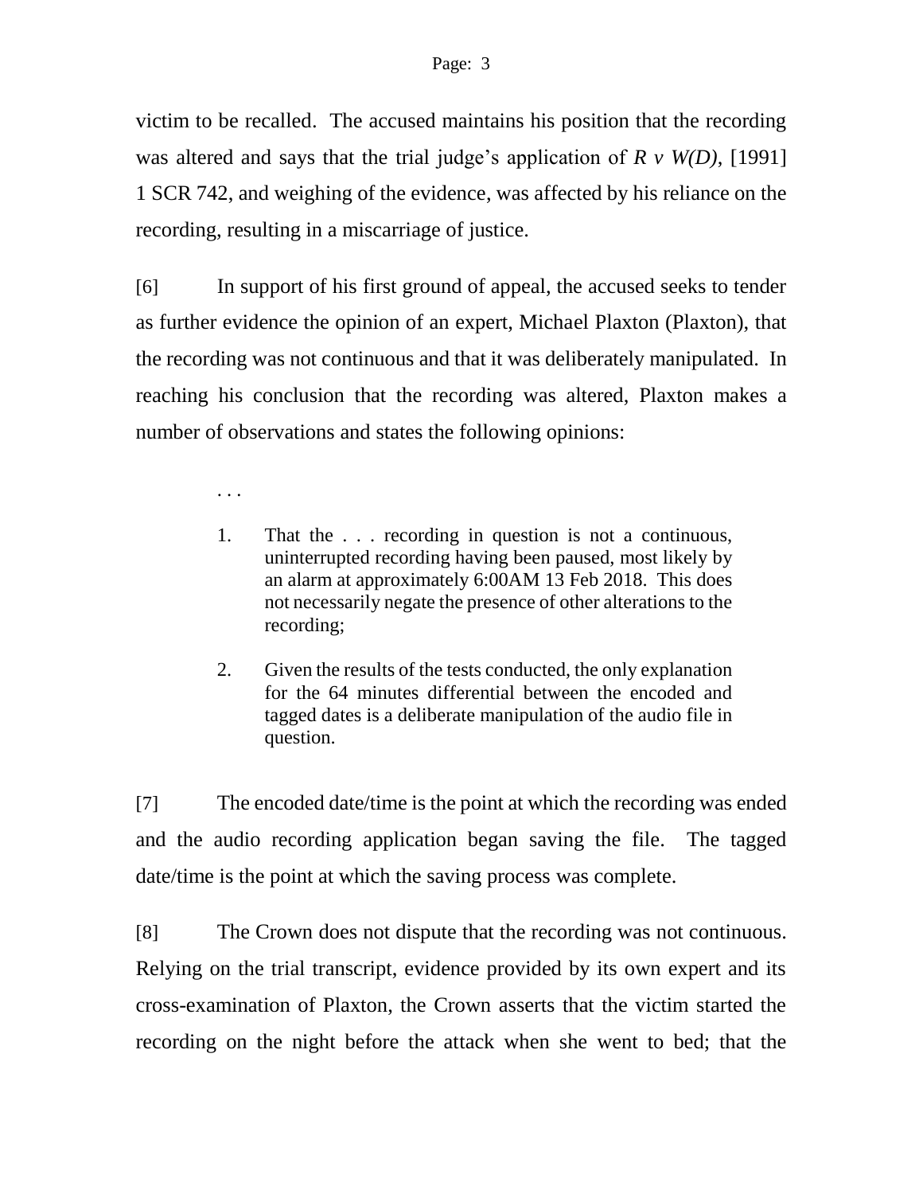victim to be recalled. The accused maintains his position that the recording was altered and says that the trial judge's application of *R v W(D)*, [1991] 1 SCR 742, and weighing of the evidence, was affected by his reliance on the recording, resulting in a miscarriage of justice.

[6] In support of his first ground of appeal, the accused seeks to tender as further evidence the opinion of an expert, Michael Plaxton (Plaxton), that the recording was not continuous and that it was deliberately manipulated. In reaching his conclusion that the recording was altered, Plaxton makes a number of observations and states the following opinions:

> . . .
>
> 1. That the . . . recording in question is not a continuous, uninterrupted recording having been paused, most likely by an alarm at approximately 6:00AM 13 Feb 2018. This does not necessarily negate the presence of other alterations to the recording;
>
> 2. Given the results of the tests conducted, the only explanation for the 64 minutes differential between the encoded and tagged dates is a deliberate manipulation of the audio file in question.

[7] The encoded date/time is the point at which the recording was ended and the audio recording application began saving the file. The tagged date/time is the point at which the saving process was complete.

[8] The Crown does not dispute that the recording was not continuous. Relying on the trial transcript, evidence provided by its own expert and its cross-examination of Plaxton, the Crown asserts that the victim started the recording on the night before the attack when she went to bed; that the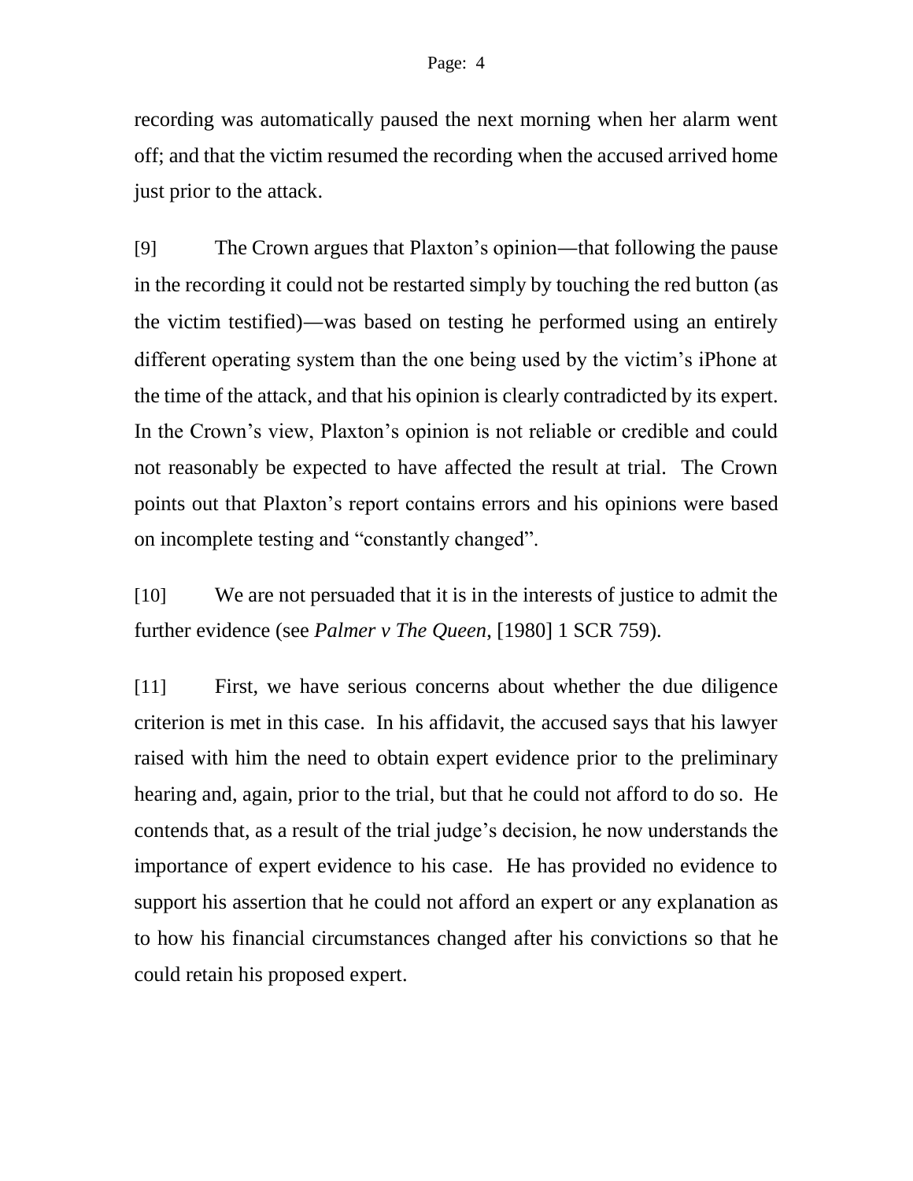recording was automatically paused the next morning when her alarm went off; and that the victim resumed the recording when the accused arrived home just prior to the attack.

[9] The Crown argues that Plaxton's opinion—that following the pause in the recording it could not be restarted simply by touching the red button (as the victim testified)—was based on testing he performed using an entirely different operating system than the one being used by the victim's iPhone at the time of the attack, and that his opinion is clearly contradicted by its expert. In the Crown's view, Plaxton's opinion is not reliable or credible and could not reasonably be expected to have affected the result at trial. The Crown points out that Plaxton's report contains errors and his opinions were based on incomplete testing and "constantly changed".

[10] We are not persuaded that it is in the interests of justice to admit the further evidence (see *Palmer v The Queen*, [1980] 1 SCR 759).

[11] First, we have serious concerns about whether the due diligence criterion is met in this case. In his affidavit, the accused says that his lawyer raised with him the need to obtain expert evidence prior to the preliminary hearing and, again, prior to the trial, but that he could not afford to do so. He contends that, as a result of the trial judge's decision, he now understands the importance of expert evidence to his case. He has provided no evidence to support his assertion that he could not afford an expert or any explanation as to how his financial circumstances changed after his convictions so that he could retain his proposed expert.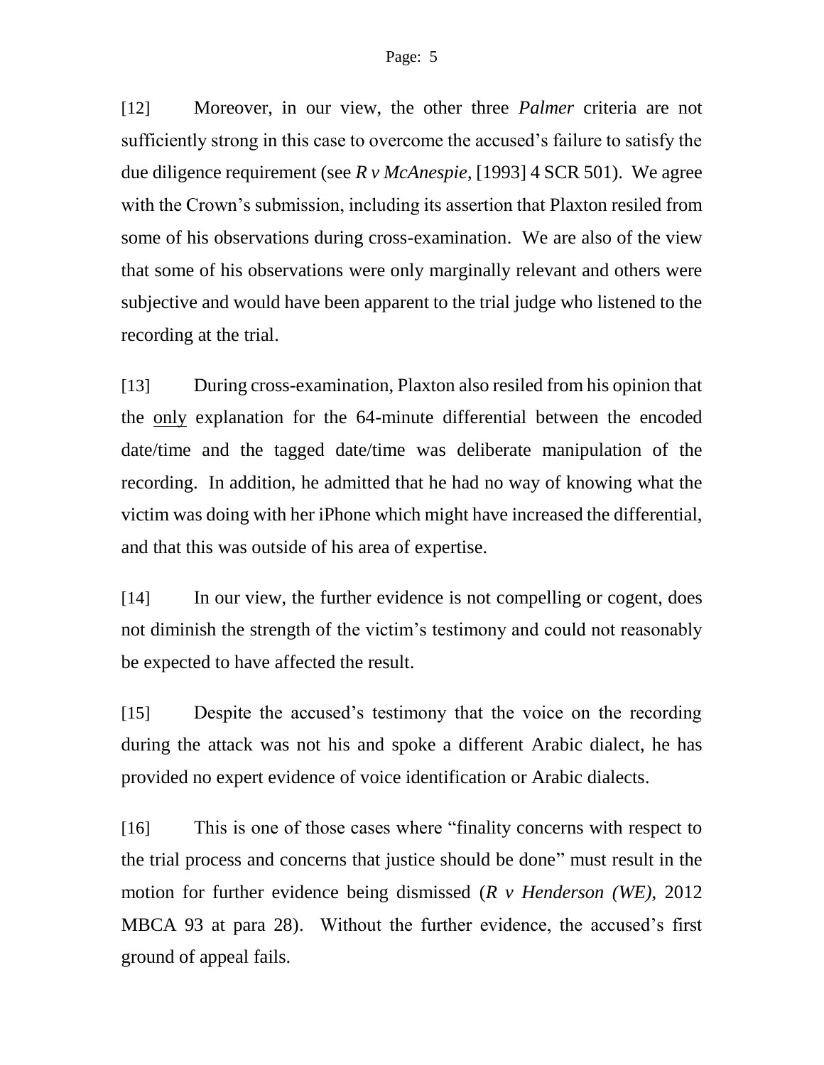[12] Moreover, in our view, the other three *Palmer* criteria are not sufficiently strong in this case to overcome the accused's failure to satisfy the due diligence requirement (see *R v McAnespie*, [1993] 4 SCR 501). We agree with the Crown's submission, including its assertion that Plaxton resiled from some of his observations during cross-examination. We are also of the view that some of his observations were only marginally relevant and others were subjective and would have been apparent to the trial judge who listened to the recording at the trial.

[13] During cross-examination, Plaxton also resiled from his opinion that the <u>only</u> explanation for the 64-minute differential between the encoded date/time and the tagged date/time was deliberate manipulation of the recording. In addition, he admitted that he had no way of knowing what the victim was doing with her iPhone which might have increased the differential, and that this was outside of his area of expertise.

[14] In our view, the further evidence is not compelling or cogent, does not diminish the strength of the victim's testimony and could not reasonably be expected to have affected the result.

[15] Despite the accused's testimony that the voice on the recording during the attack was not his and spoke a different Arabic dialect, he has provided no expert evidence of voice identification or Arabic dialects.

[16] This is one of those cases where "finality concerns with respect to the trial process and concerns that justice should be done" must result in the motion for further evidence being dismissed (*R v Henderson (WE)*, 2012 MBCA 93 at para 28). Without the further evidence, the accused's first ground of appeal fails.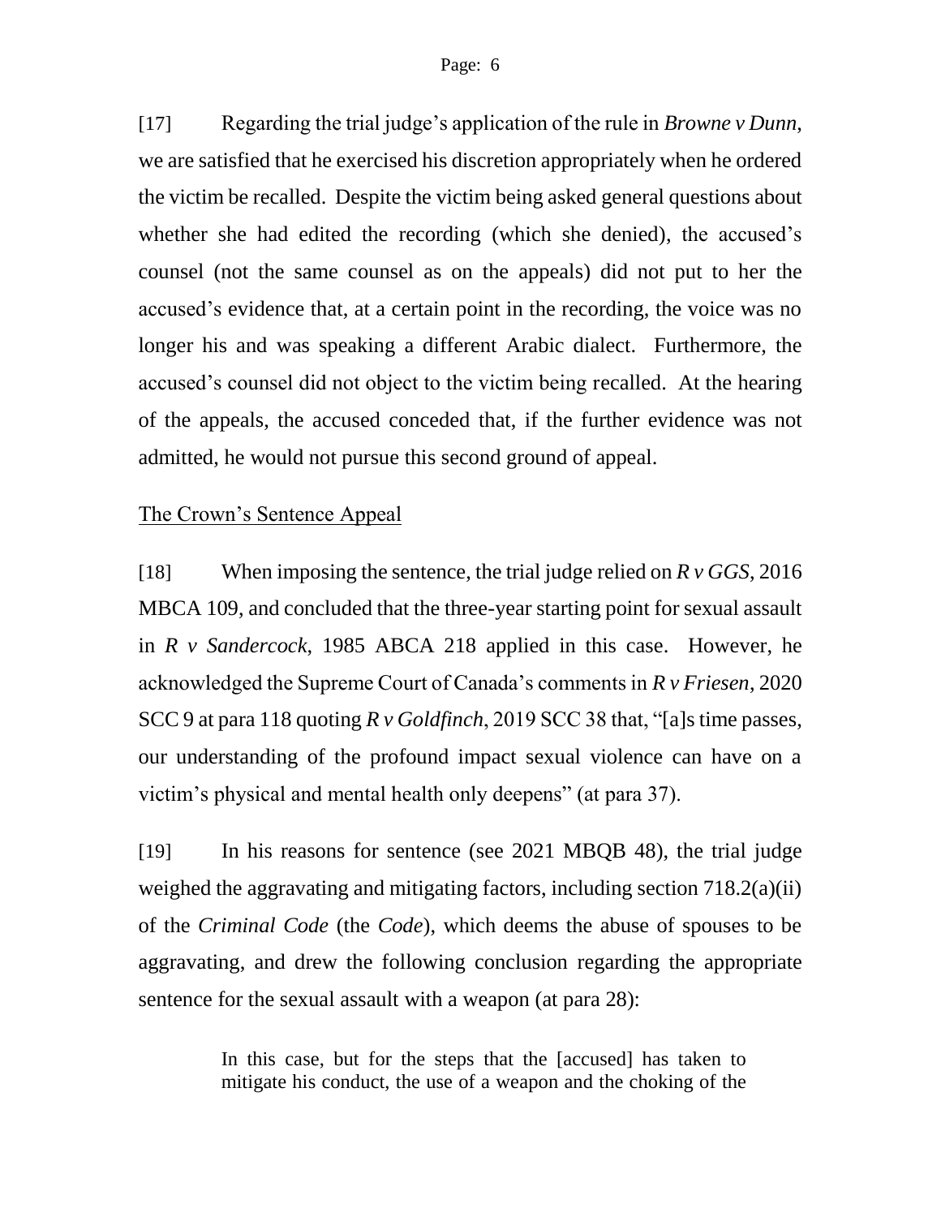[17] Regarding the trial judge's application of the rule in *Browne v Dunn*, we are satisfied that he exercised his discretion appropriately when he ordered the victim be recalled. Despite the victim being asked general questions about whether she had edited the recording (which she denied), the accused's counsel (not the same counsel as on the appeals) did not put to her the accused's evidence that, at a certain point in the recording, the voice was no longer his and was speaking a different Arabic dialect. Furthermore, the accused's counsel did not object to the victim being recalled. At the hearing of the appeals, the accused conceded that, if the further evidence was not admitted, he would not pursue this second ground of appeal.

## The Crown's Sentence Appeal

[18] When imposing the sentence, the trial judge relied on *R v GGS*, 2016 MBCA 109, and concluded that the three-year starting point for sexual assault in *R v Sandercock*, 1985 ABCA 218 applied in this case. However, he acknowledged the Supreme Court of Canada's comments in *R v Friesen*, 2020 SCC 9 at para 118 quoting *R v Goldfinch*, 2019 SCC 38 that, "[a]s time passes, our understanding of the profound impact sexual violence can have on a victim's physical and mental health only deepens" (at para 37).

[19] In his reasons for sentence (see 2021 MBQB 48), the trial judge weighed the aggravating and mitigating factors, including section 718.2(a)(ii) of the *Criminal Code* (the *Code*), which deems the abuse of spouses to be aggravating, and drew the following conclusion regarding the appropriate sentence for the sexual assault with a weapon (at para 28):

> In this case, but for the steps that the [accused] has taken to mitigate his conduct, the use of a weapon and the choking of the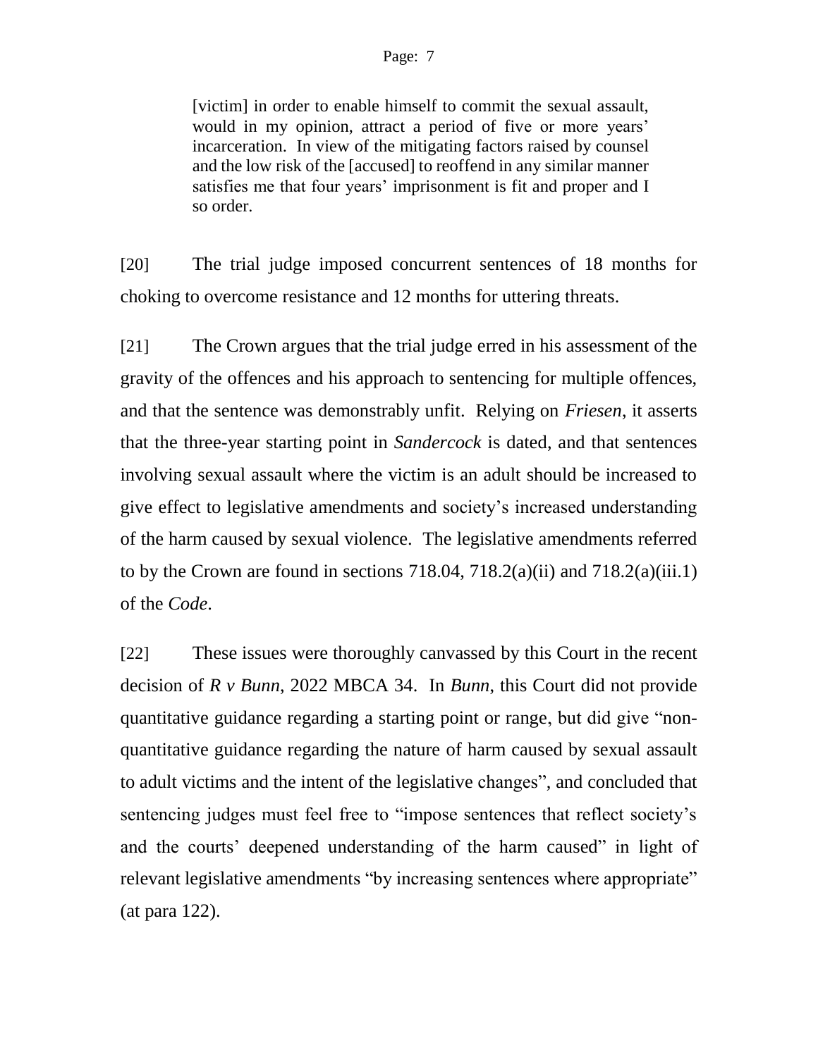> [victim] in order to enable himself to commit the sexual assault, would in my opinion, attract a period of five or more years' incarceration. In view of the mitigating factors raised by counsel and the low risk of the [accused] to reoffend in any similar manner satisfies me that four years' imprisonment is fit and proper and I so order.

[20] The trial judge imposed concurrent sentences of 18 months for choking to overcome resistance and 12 months for uttering threats.

[21] The Crown argues that the trial judge erred in his assessment of the gravity of the offences and his approach to sentencing for multiple offences, and that the sentence was demonstrably unfit. Relying on *Friesen*, it asserts that the three-year starting point in *Sandercock* is dated, and that sentences involving sexual assault where the victim is an adult should be increased to give effect to legislative amendments and society's increased understanding of the harm caused by sexual violence. The legislative amendments referred to by the Crown are found in sections 718.04, 718.2(a)(ii) and 718.2(a)(iii.1) of the *Code*.

[22] These issues were thoroughly canvassed by this Court in the recent decision of *R v Bunn*, 2022 MBCA 34. In *Bunn*, this Court did not provide quantitative guidance regarding a starting point or range, but did give "non-quantitative guidance regarding the nature of harm caused by sexual assault to adult victims and the intent of the legislative changes", and concluded that sentencing judges must feel free to "impose sentences that reflect society's and the courts' deepened understanding of the harm caused" in light of relevant legislative amendments "by increasing sentences where appropriate" (at para 122).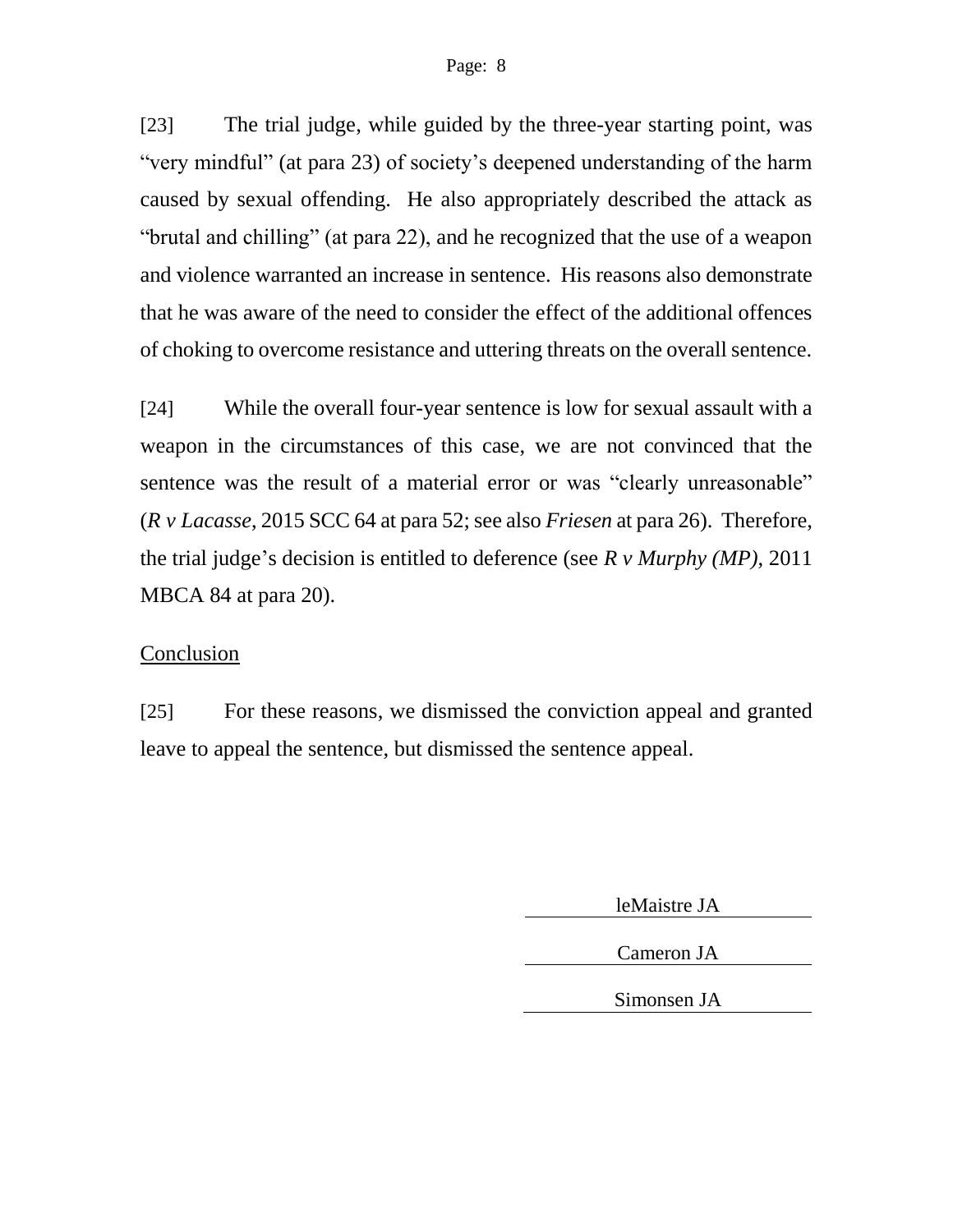[23] The trial judge, while guided by the three-year starting point, was "very mindful" (at para 23) of society's deepened understanding of the harm caused by sexual offending. He also appropriately described the attack as "brutal and chilling" (at para 22), and he recognized that the use of a weapon and violence warranted an increase in sentence. His reasons also demonstrate that he was aware of the need to consider the effect of the additional offences of choking to overcome resistance and uttering threats on the overall sentence.

[24] While the overall four-year sentence is low for sexual assault with a weapon in the circumstances of this case, we are not convinced that the sentence was the result of a material error or was "clearly unreasonable" (*R v Lacasse*, 2015 SCC 64 at para 52; see also *Friesen* at para 26). Therefore, the trial judge's decision is entitled to deference (see *R v Murphy (MP)*, 2011 MBCA 84 at para 20).

Conclusion

[25] For these reasons, we dismissed the conviction appeal and granted leave to appeal the sentence, but dismissed the sentence appeal.

leMaistre JA

Cameron JA

Simonsen JA